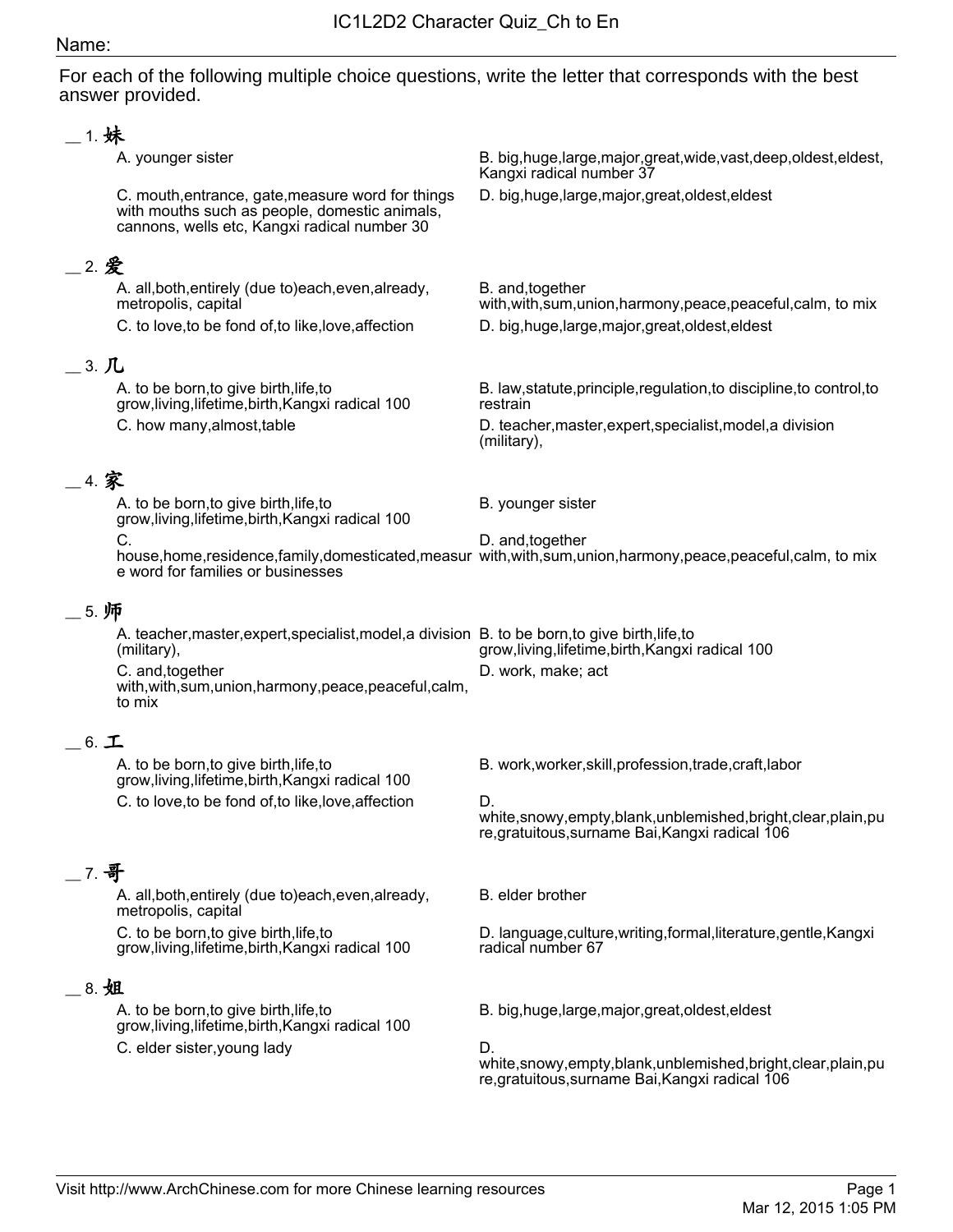# IC1L2D2 Character Quiz_Ch to En

Name:

For each of the following multiple choice questions, write the letter that corresponds with the best answer provided.

__ 1. 妹

A. younger sister

B. big,huge,large,major,great,wide,vast,deep,oldest,eldest, Kangxi radical number 37

C. mouth,entrance, gate,measure word for things with mouths such as people, domestic animals, cannons, wells etc, Kangxi radical number 30

D. big,huge,large,major,great,oldest,eldest

__ 2. 爱

A. all,both,entirely (due to)each,even,already, metropolis, capital

B. and,together with,with,sum,union,harmony,peace,peaceful,calm, to mix

C. to love,to be fond of,to like,love,affection

D. big,huge,large,major,great,oldest,eldest

__ 3. 几

A. to be born,to give birth,life,to grow,living,lifetime,birth,Kangxi radical 100

B. law,statute,principle,regulation,to discipline,to control,to restrain

C. how many,almost,table

D. teacher,master,expert,specialist,model,a division (military),

__ 4. 家

A. to be born,to give birth,life,to grow,living,lifetime,birth,Kangxi radical 100

B. younger sister

C. house,home,residence,family,domesticated,measure word for families or businesses

D. and,together with,with,sum,union,harmony,peace,peaceful,calm, to mix

__ 5. 师

A. teacher,master,expert,specialist,model,a division (military),

B. to be born,to give birth,life,to grow,living,lifetime,birth,Kangxi radical 100

C. and,together with,with,sum,union,harmony,peace,peaceful,calm, to mix

D. work, make; act

__ 6. 工

A. to be born,to give birth,life,to grow,living,lifetime,birth,Kangxi radical 100

B. work,worker,skill,profession,trade,craft,labor

C. to love,to be fond of,to like,love,affection

D. white,snowy,empty,blank,unblemished,bright,clear,plain,pure,gratuitous,surname Bai,Kangxi radical 106

__ 7. 哥

A. all,both,entirely (due to)each,even,already, metropolis, capital

B. elder brother

C. to be born,to give birth,life,to grow,living,lifetime,birth,Kangxi radical 100

D. language,culture,writing,formal,literature,gentle,Kangxi radical number 67

__ 8. 姐

A. to be born,to give birth,life,to grow,living,lifetime,birth,Kangxi radical 100

B. big,huge,large,major,great,oldest,eldest

C. elder sister,young lady

D. white,snowy,empty,blank,unblemished,bright,clear,plain,pure,gratuitous,surname Bai,Kangxi radical 106

Visit http://www.ArchChinese.com for more Chinese learning resources

Mar 12, 2015 1:05 PM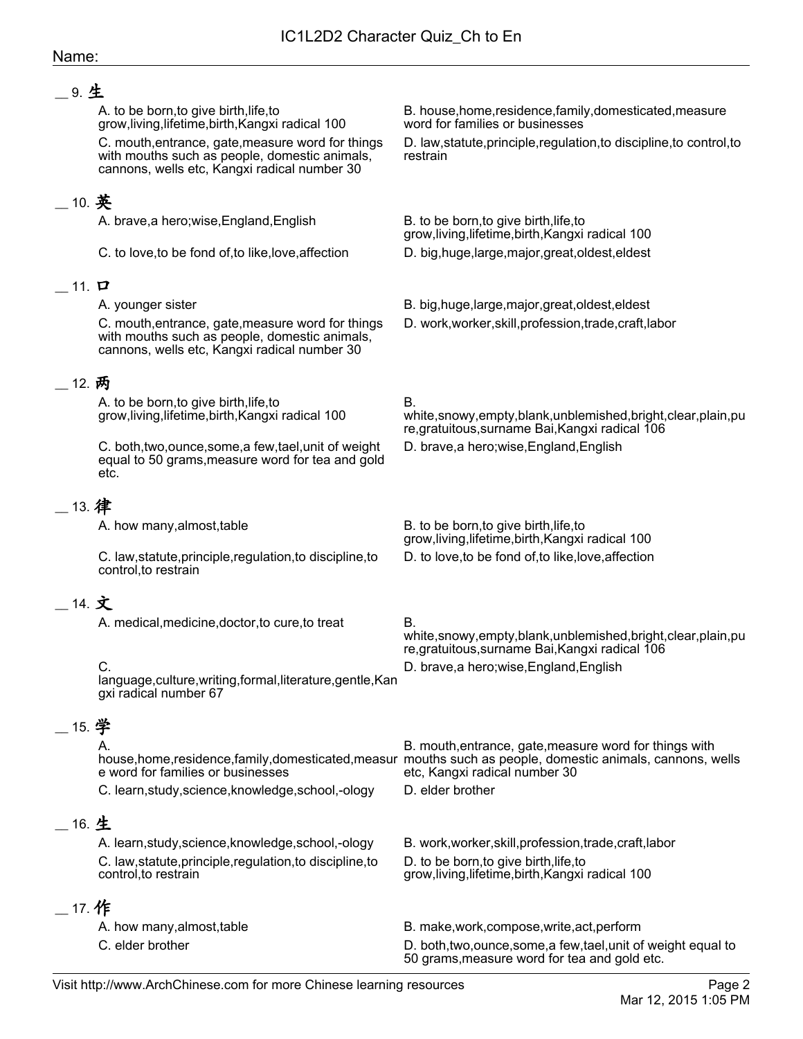IC1L2D2 Character Quiz_Ch to En

Name:

__ 9. 生

A. to be born,to give birth,life,to grow,living,lifetime,birth,Kangxi radical 100

B. house,home,residence,family,domesticated,measure word for families or businesses

C. mouth,entrance, gate,measure word for things with mouths such as people, domestic animals, cannons, wells etc, Kangxi radical number 30

D. law,statute,principle,regulation,to discipline,to control,to restrain

__ 10. 英

A. brave,a hero;wise,England,English

B. to be born,to give birth,life,to grow,living,lifetime,birth,Kangxi radical 100

C. to love,to be fond of,to like,love,affection

D. big,huge,large,major,great,oldest,eldest

__ 11. 口

A. younger sister

B. big,huge,large,major,great,oldest,eldest

C. mouth,entrance, gate,measure word for things with mouths such as people, domestic animals, cannons, wells etc, Kangxi radical number 30

D. work,worker,skill,profession,trade,craft,labor

__ 12. 两

A. to be born,to give birth,life,to grow,living,lifetime,birth,Kangxi radical 100

B. white,snowy,empty,blank,unblemished,bright,clear,plain,pure,gratuitous,surname Bai,Kangxi radical 106

C. both,two,ounce,some,a few,tael,unit of weight equal to 50 grams,measure word for tea and gold etc.

D. brave,a hero;wise,England,English

__ 13. 律

A. how many,almost,table

B. to be born,to give birth,life,to grow,living,lifetime,birth,Kangxi radical 100

C. law,statute,principle,regulation,to discipline,to control,to restrain

D. to love,to be fond of,to like,love,affection

__ 14. 文

A. medical,medicine,doctor,to cure,to treat

B. white,snowy,empty,blank,unblemished,bright,clear,plain,pure,gratuitous,surname Bai,Kangxi radical 106

C. language,culture,writing,formal,literature,gentle,Kangxi radical number 67

D. brave,a hero;wise,England,English

__ 15. 学

A. house,home,residence,family,domesticated,measure word for families or businesses

B. mouth,entrance, gate,measure word for things with mouths such as people, domestic animals, cannons, wells etc, Kangxi radical number 30

C. learn,study,science,knowledge,school,-ology

D. elder brother

__ 16. 生

A. learn,study,science,knowledge,school,-ology

B. work,worker,skill,profession,trade,craft,labor

C. law,statute,principle,regulation,to discipline,to control,to restrain

D. to be born,to give birth,life,to grow,living,lifetime,birth,Kangxi radical 100

__ 17. 作

A. how many,almost,table

B. make,work,compose,write,act,perform

C. elder brother

D. both,two,ounce,some,a few,tael,unit of weight equal to 50 grams,measure word for tea and gold etc.

Visit http://www.ArchChinese.com for more Chinese learning resources

Mar 12, 2015 1:05 PM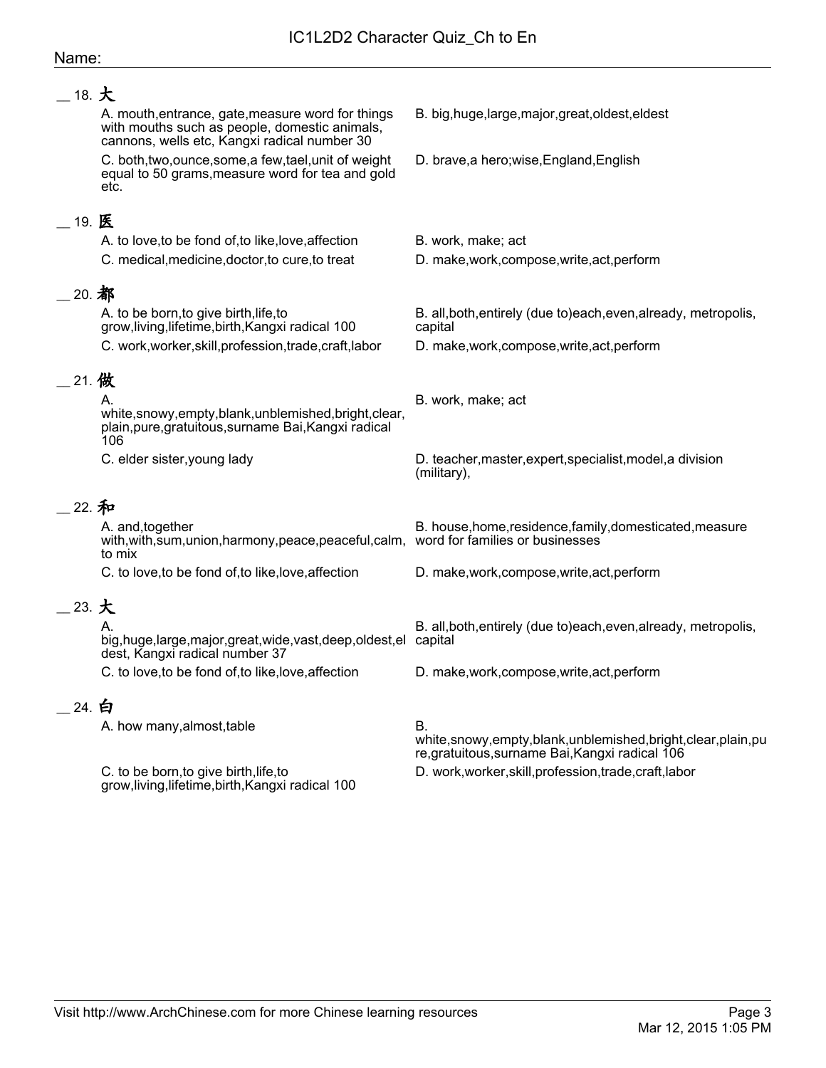Name:

__ 18. 大

A. mouth,entrance, gate,measure word for things with mouths such as people, domestic animals, cannons, wells etc, Kangxi radical number 30

B. big,huge,large,major,great,oldest,eldest

C. both,two,ounce,some,a few,tael,unit of weight equal to 50 grams,measure word for tea and gold etc.

D. brave,a hero;wise,England,English

__ 19. 医

A. to love,to be fond of,to like,love,affection

B. work, make; act

C. medical,medicine,doctor,to cure,to treat

D. make,work,compose,write,act,perform

__ 20. 都

A. to be born,to give birth,life,to grow,living,lifetime,birth,Kangxi radical 100

B. all,both,entirely (due to)each,even,already, metropolis, capital

C. work,worker,skill,profession,trade,craft,labor

D. make,work,compose,write,act,perform

__ 21. 做

A. white,snowy,empty,blank,unblemished,bright,clear, plain,pure,gratuitous,surname Bai,Kangxi radical 106

B. work, make; act

C. elder sister,young lady

D. teacher,master,expert,specialist,model,a division (military),

__ 22. 和

A. and,together with,with,sum,union,harmony,peace,peaceful,calm, to mix

B. house,home,residence,family,domesticated,measure word for families or businesses

C. to love,to be fond of,to like,love,affection

D. make,work,compose,write,act,perform

__ 23. 大

A. big,huge,large,major,great,wide,vast,deep,oldest,eldest, Kangxi radical number 37

B. all,both,entirely (due to)each,even,already, metropolis, capital

C. to love,to be fond of,to like,love,affection

D. make,work,compose,write,act,perform

__ 24. 白

A. how many,almost,table

B. white,snowy,empty,blank,unblemished,bright,clear,plain,pure,gratuitous,surname Bai,Kangxi radical 106

C. to be born,to give birth,life,to grow,living,lifetime,birth,Kangxi radical 100

D. work,worker,skill,profession,trade,craft,labor